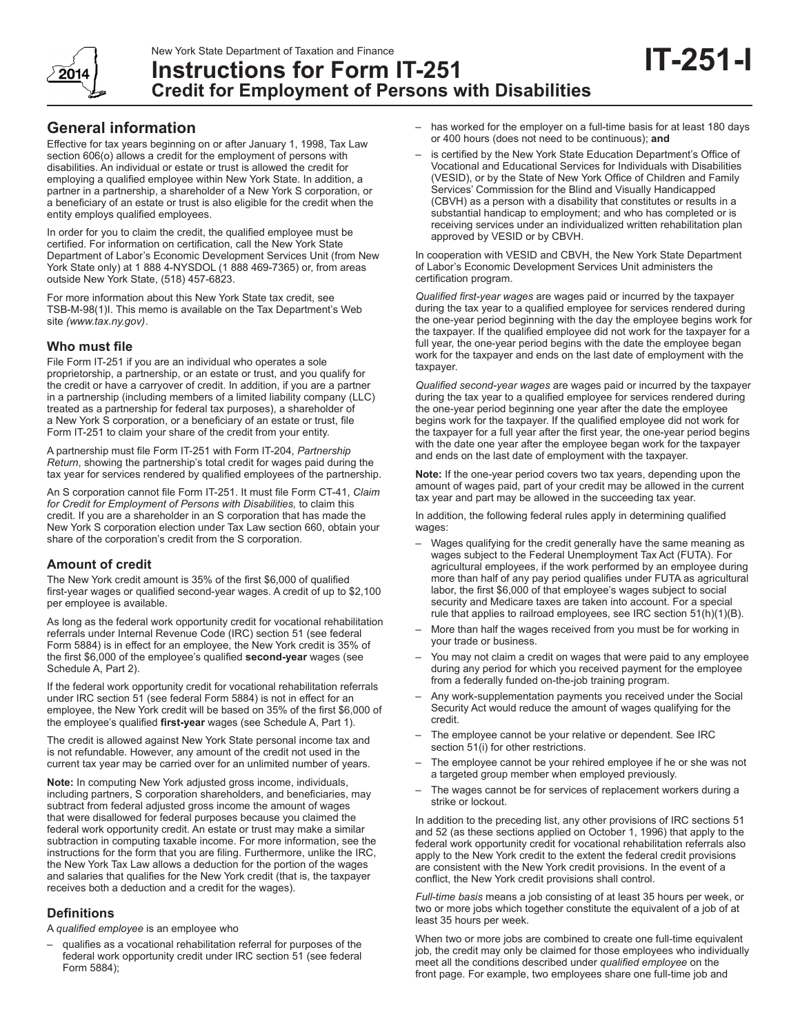New York State Department of Taxation and Finance

# Instructions for Form IT-251 Credit for Employment of Persons with Disabilities

**IT-251-I**

2014

## General information

Effective for tax years beginning on or after January 1, 1998, Tax Law section 606(o) allows a credit for the employment of persons with disabilities. An individual or estate or trust is allowed the credit for employing a qualified employee within New York State. In addition, a partner in a partnership, a shareholder of a New York S corporation, or a beneficiary of an estate or trust is also eligible for the credit when the entity employs qualified employees.

In order for you to claim the credit, the qualified employee must be certified. For information on certification, call the New York State Department of Labor's Economic Development Services Unit (from New York State only) at 1 888 4-NYSDOL (1 888 469-7365) or, from areas outside New York State, (518) 457-6823.

For more information about this New York State tax credit, see TSB-M-98(1)I. This memo is available on the Tax Department's Web site *(www.tax.ny.gov)*.

### Who must file

File Form IT-251 if you are an individual who operates a sole proprietorship, a partnership, or an estate or trust, and you qualify for the credit or have a carryover of credit. In addition, if you are a partner in a partnership (including members of a limited liability company (LLC) treated as a partnership for federal tax purposes), a shareholder of a New York S corporation, or a beneficiary of an estate or trust, file Form IT-251 to claim your share of the credit from your entity.

A partnership must file Form IT-251 with Form IT-204, *Partnership Return*, showing the partnership's total credit for wages paid during the tax year for services rendered by qualified employees of the partnership.

An S corporation cannot file Form IT-251. It must file Form CT-41, *Claim for Credit for Employment of Persons with Disabilities,* to claim this credit. If you are a shareholder in an S corporation that has made the New York S corporation election under Tax Law section 660, obtain your share of the corporation's credit from the S corporation.

### Amount of credit

The New York credit amount is 35% of the first $6,000 of qualified first-year wages or qualified second-year wages. A credit of up to $2,100 per employee is available.

As long as the federal work opportunity credit for vocational rehabilitation referrals under Internal Revenue Code (IRC) section 51 (see federal Form 5884) is in effect for an employee, the New York credit is 35% of the first $6,000 of the employee's qualified **second-year** wages (see Schedule A, Part 2).

If the federal work opportunity credit for vocational rehabilitation referrals under IRC section 51 (see federal Form 5884) is not in effect for an employee, the New York credit will be based on 35% of the first $6,000 of the employee's qualified **first-year** wages (see Schedule A, Part 1).

The credit is allowed against New York State personal income tax and is not refundable. However, any amount of the credit not used in the current tax year may be carried over for an unlimited number of years.

**Note:** In computing New York adjusted gross income, individuals, including partners, S corporation shareholders, and beneficiaries, may subtract from federal adjusted gross income the amount of wages that were disallowed for federal purposes because you claimed the federal work opportunity credit. An estate or trust may make a similar subtraction in computing taxable income. For more information, see the instructions for the form that you are filing. Furthermore, unlike the IRC, the New York Tax Law allows a deduction for the portion of the wages and salaries that qualifies for the New York credit (that is, the taxpayer receives both a deduction and a credit for the wages).

### Definitions

A *qualified employee* is an employee who

- qualifies as a vocational rehabilitation referral for purposes of the federal work opportunity credit under IRC section 51 (see federal Form 5884);
- has worked for the employer on a full-time basis for at least 180 days or 400 hours (does not need to be continuous); **and**
- is certified by the New York State Education Department's Office of Vocational and Educational Services for Individuals with Disabilities (VESID), or by the State of New York Office of Children and Family Services' Commission for the Blind and Visually Handicapped (CBVH) as a person with a disability that constitutes or results in a substantial handicap to employment; and who has completed or is receiving services under an individualized written rehabilitation plan approved by VESID or by CBVH.

In cooperation with VESID and CBVH, the New York State Department of Labor's Economic Development Services Unit administers the certification program.

*Qualified first-year wages* are wages paid or incurred by the taxpayer during the tax year to a qualified employee for services rendered during the one-year period beginning with the day the employee begins work for the taxpayer. If the qualified employee did not work for the taxpayer for a full year, the one-year period begins with the date the employee began work for the taxpayer and ends on the last date of employment with the taxpayer.

*Qualified second-year wages* are wages paid or incurred by the taxpayer during the tax year to a qualified employee for services rendered during the one-year period beginning one year after the date the employee begins work for the taxpayer. If the qualified employee did not work for the taxpayer for a full year after the first year, the one-year period begins with the date one year after the employee began work for the taxpayer and ends on the last date of employment with the taxpayer.

**Note:** If the one-year period covers two tax years, depending upon the amount of wages paid, part of your credit may be allowed in the current tax year and part may be allowed in the succeeding tax year.

In addition, the following federal rules apply in determining qualified wages:

- Wages qualifying for the credit generally have the same meaning as wages subject to the Federal Unemployment Tax Act (FUTA). For agricultural employees, if the work performed by an employee during more than half of any pay period qualifies under FUTA as agricultural labor, the first $6,000 of that employee's wages subject to social security and Medicare taxes are taken into account. For a special rule that applies to railroad employees, see IRC section 51(h)(1)(B).
- More than half the wages received from you must be for working in your trade or business.
- You may not claim a credit on wages that were paid to any employee during any period for which you received payment for the employee from a federally funded on-the-job training program.
- Any work-supplementation payments you received under the Social Security Act would reduce the amount of wages qualifying for the credit.
- The employee cannot be your relative or dependent. See IRC section 51(i) for other restrictions.
- The employee cannot be your rehired employee if he or she was not a targeted group member when employed previously.
- The wages cannot be for services of replacement workers during a strike or lockout.

In addition to the preceding list, any other provisions of IRC sections 51 and 52 (as these sections applied on October 1, 1996) that apply to the federal work opportunity credit for vocational rehabilitation referrals also apply to the New York credit to the extent the federal credit provisions are consistent with the New York credit provisions. In the event of a conflict, the New York credit provisions shall control.

*Full-time basis* means a job consisting of at least 35 hours per week, or two or more jobs which together constitute the equivalent of a job of at least 35 hours per week.

When two or more jobs are combined to create one full-time equivalent job, the credit may only be claimed for those employees who individually meet all the conditions described under *qualified employee* on the front page. For example, two employees share one full-time job and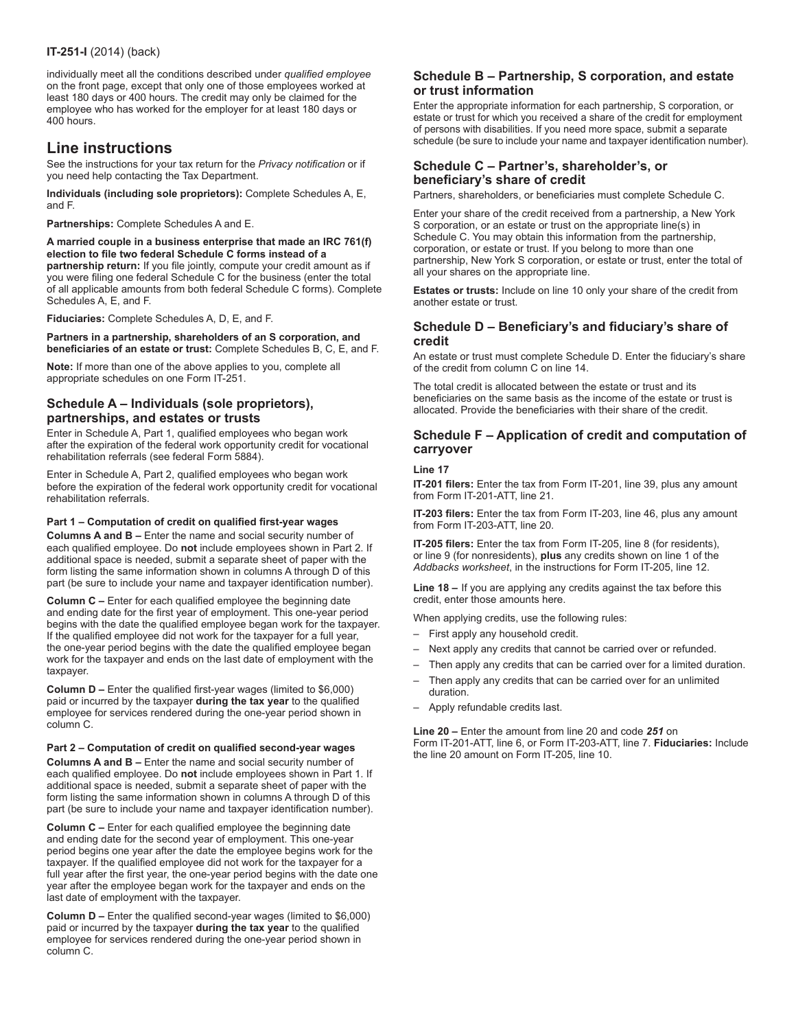individually meet all the conditions described under *qualified employee* on the front page, except that only one of those employees worked at least 180 days or 400 hours. The credit may only be claimed for the employee who has worked for the employer for at least 180 days or 400 hours.

# Line instructions

See the instructions for your tax return for the *Privacy notification* or if you need help contacting the Tax Department.

**Individuals (including sole proprietors):** Complete Schedules A, E, and F.

**Partnerships:** Complete Schedules A and E.

**A married couple in a business enterprise that made an IRC 761(f) election to file two federal Schedule C forms instead of a partnership return:** If you file jointly, compute your credit amount as if you were filing one federal Schedule C for the business (enter the total of all applicable amounts from both federal Schedule C forms). Complete Schedules A, E, and F.

**Fiduciaries:** Complete Schedules A, D, E, and F.

**Partners in a partnership, shareholders of an S corporation, and beneficiaries of an estate or trust:** Complete Schedules B, C, E, and F.

**Note:** If more than one of the above applies to you, complete all appropriate schedules on one Form IT-251.

## Schedule A – Individuals (sole proprietors), partnerships, and estates or trusts

Enter in Schedule A, Part 1, qualified employees who began work after the expiration of the federal work opportunity credit for vocational rehabilitation referrals (see federal Form 5884).

Enter in Schedule A, Part 2, qualified employees who began work before the expiration of the federal work opportunity credit for vocational rehabilitation referrals.

### Part 1 – Computation of credit on qualified first-year wages

**Columns A and B –** Enter the name and social security number of each qualified employee. Do **not** include employees shown in Part 2. If additional space is needed, submit a separate sheet of paper with the form listing the same information shown in columns A through D of this part (be sure to include your name and taxpayer identification number).

**Column C –** Enter for each qualified employee the beginning date and ending date for the first year of employment. This one-year period begins with the date the qualified employee began work for the taxpayer. If the qualified employee did not work for the taxpayer for a full year, the one-year period begins with the date the qualified employee began work for the taxpayer and ends on the last date of employment with the taxpayer.

**Column D –** Enter the qualified first-year wages (limited to $6,000) paid or incurred by the taxpayer **during the tax year** to the qualified employee for services rendered during the one-year period shown in column C.

### Part 2 – Computation of credit on qualified second-year wages

**Columns A and B –** Enter the name and social security number of each qualified employee. Do **not** include employees shown in Part 1. If additional space is needed, submit a separate sheet of paper with the form listing the same information shown in columns A through D of this part (be sure to include your name and taxpayer identification number).

**Column C –** Enter for each qualified employee the beginning date and ending date for the second year of employment. This one-year period begins one year after the date the employee begins work for the taxpayer. If the qualified employee did not work for the taxpayer for a full year after the first year, the one-year period begins with the date one year after the employee began work for the taxpayer and ends on the last date of employment with the taxpayer.

**Column D –** Enter the qualified second-year wages (limited to $6,000) paid or incurred by the taxpayer **during the tax year** to the qualified employee for services rendered during the one-year period shown in column C.

## Schedule B – Partnership, S corporation, and estate or trust information

Enter the appropriate information for each partnership, S corporation, or estate or trust for which you received a share of the credit for employment of persons with disabilities. If you need more space, submit a separate schedule (be sure to include your name and taxpayer identification number).

## Schedule C – Partner's, shareholder's, or beneficiary's share of credit

Partners, shareholders, or beneficiaries must complete Schedule C.

Enter your share of the credit received from a partnership, a New York S corporation, or an estate or trust on the appropriate line(s) in Schedule C. You may obtain this information from the partnership, corporation, or estate or trust. If you belong to more than one partnership, New York S corporation, or estate or trust, enter the total of all your shares on the appropriate line.

**Estates or trusts:** Include on line 10 only your share of the credit from another estate or trust.

## Schedule D – Beneficiary's and fiduciary's share of credit

An estate or trust must complete Schedule D. Enter the fiduciary's share of the credit from column C on line 14.

The total credit is allocated between the estate or trust and its beneficiaries on the same basis as the income of the estate or trust is allocated. Provide the beneficiaries with their share of the credit.

## Schedule F – Application of credit and computation of carryover

**Line 17**

**IT-201 filers:** Enter the tax from Form IT-201, line 39, plus any amount from Form IT-201-ATT, line 21.

**IT-203 filers:** Enter the tax from Form IT-203, line 46, plus any amount from Form IT-203-ATT, line 20.

**IT-205 filers:** Enter the tax from Form IT-205, line 8 (for residents), or line 9 (for nonresidents), **plus** any credits shown on line 1 of the *Addbacks worksheet*, in the instructions for Form IT-205, line 12.

**Line 18 –** If you are applying any credits against the tax before this credit, enter those amounts here.

When applying credits, use the following rules:

- First apply any household credit.
- Next apply any credits that cannot be carried over or refunded.
- Then apply any credits that can be carried over for a limited duration.
- Then apply any credits that can be carried over for an unlimited duration.
- Apply refundable credits last.

**Line 20 –** Enter the amount from line 20 and code ***251*** on Form IT-201-ATT, line 6, or Form IT-203-ATT, line 7. **Fiduciaries:** Include the line 20 amount on Form IT-205, line 10.